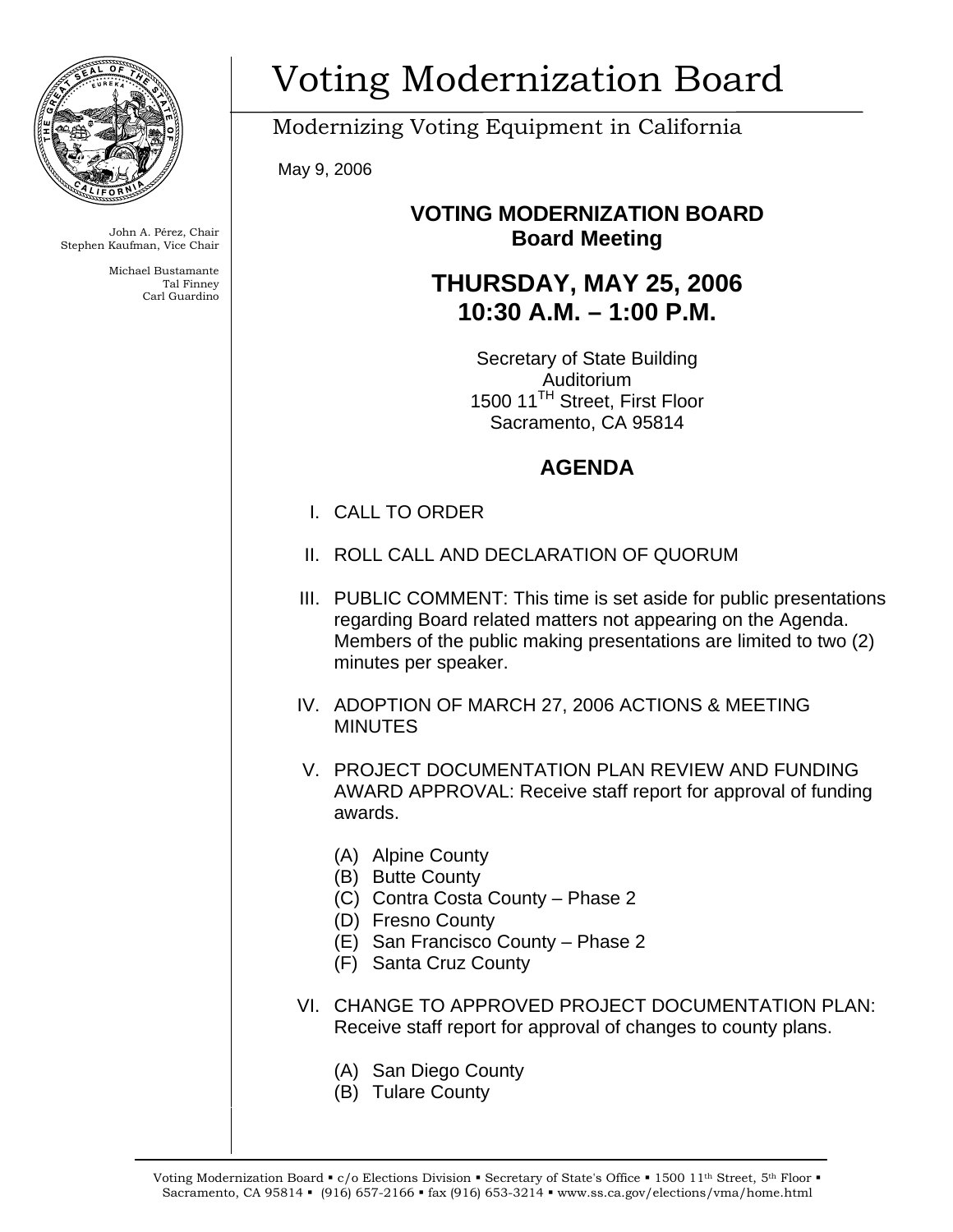# Voting Modernization Board

Modernizing Voting Equipment in California

John A. Pérez, Chair
Stephen Kaufman, Vice Chair

Michael Bustamante
Tal Finney
Carl Guardino

May 9, 2006

**VOTING MODERNIZATION BOARD**
**Board Meeting**

## THURSDAY, MAY 25, 2006
## 10:30 A.M. – 1:00 P.M.

Secretary of State Building
Auditorium
1500 11TH Street, First Floor
Sacramento, CA 95814

## AGENDA

I. CALL TO ORDER

II. ROLL CALL AND DECLARATION OF QUORUM

III. PUBLIC COMMENT: This time is set aside for public presentations regarding Board related matters not appearing on the Agenda. Members of the public making presentations are limited to two (2) minutes per speaker.

IV. ADOPTION OF MARCH 27, 2006 ACTIONS & MEETING MINUTES

V. PROJECT DOCUMENTATION PLAN REVIEW AND FUNDING AWARD APPROVAL: Receive staff report for approval of funding awards.

   (A) Alpine County
   (B) Butte County
   (C) Contra Costa County – Phase 2
   (D) Fresno County
   (E) San Francisco County – Phase 2
   (F) Santa Cruz County

VI. CHANGE TO APPROVED PROJECT DOCUMENTATION PLAN: Receive staff report for approval of changes to county plans.

   (A) San Diego County
   (B) Tulare County

Voting Modernization Board ▪ c/o Elections Division ▪ Secretary of State's Office ▪ 1500 11th Street, 5th Floor ▪ Sacramento, CA 95814 ▪ (916) 657-2166 ▪ fax (916) 653-3214 ▪ www.ss.ca.gov/elections/vma/home.html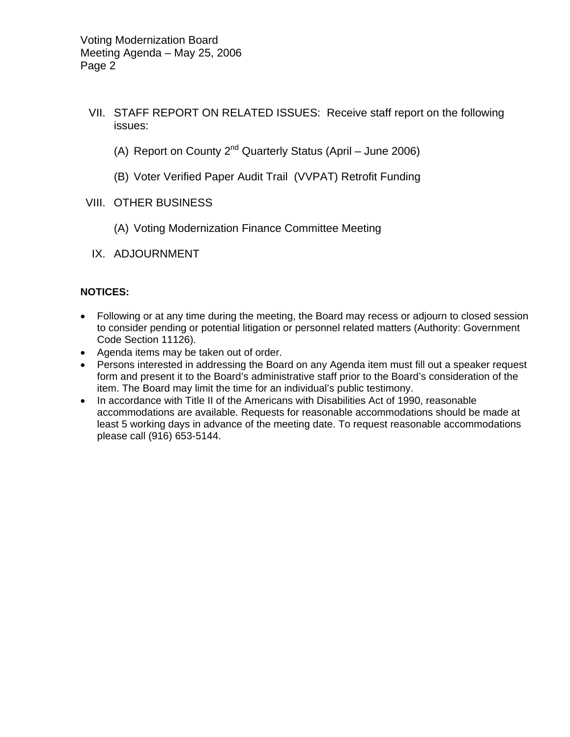VII. STAFF REPORT ON RELATED ISSUES: Receive staff report on the following issues:

(A) Report on County 2nd Quarterly Status (April – June 2006)

(B) Voter Verified Paper Audit Trail (VVPAT) Retrofit Funding

VIII. OTHER BUSINESS

(A) Voting Modernization Finance Committee Meeting

IX. ADJOURNMENT

**NOTICES:**

- Following or at any time during the meeting, the Board may recess or adjourn to closed session to consider pending or potential litigation or personnel related matters (Authority: Government Code Section 11126).
- Agenda items may be taken out of order.
- Persons interested in addressing the Board on any Agenda item must fill out a speaker request form and present it to the Board's administrative staff prior to the Board's consideration of the item. The Board may limit the time for an individual's public testimony.
- In accordance with Title II of the Americans with Disabilities Act of 1990, reasonable accommodations are available. Requests for reasonable accommodations should be made at least 5 working days in advance of the meeting date. To request reasonable accommodations please call (916) 653-5144.